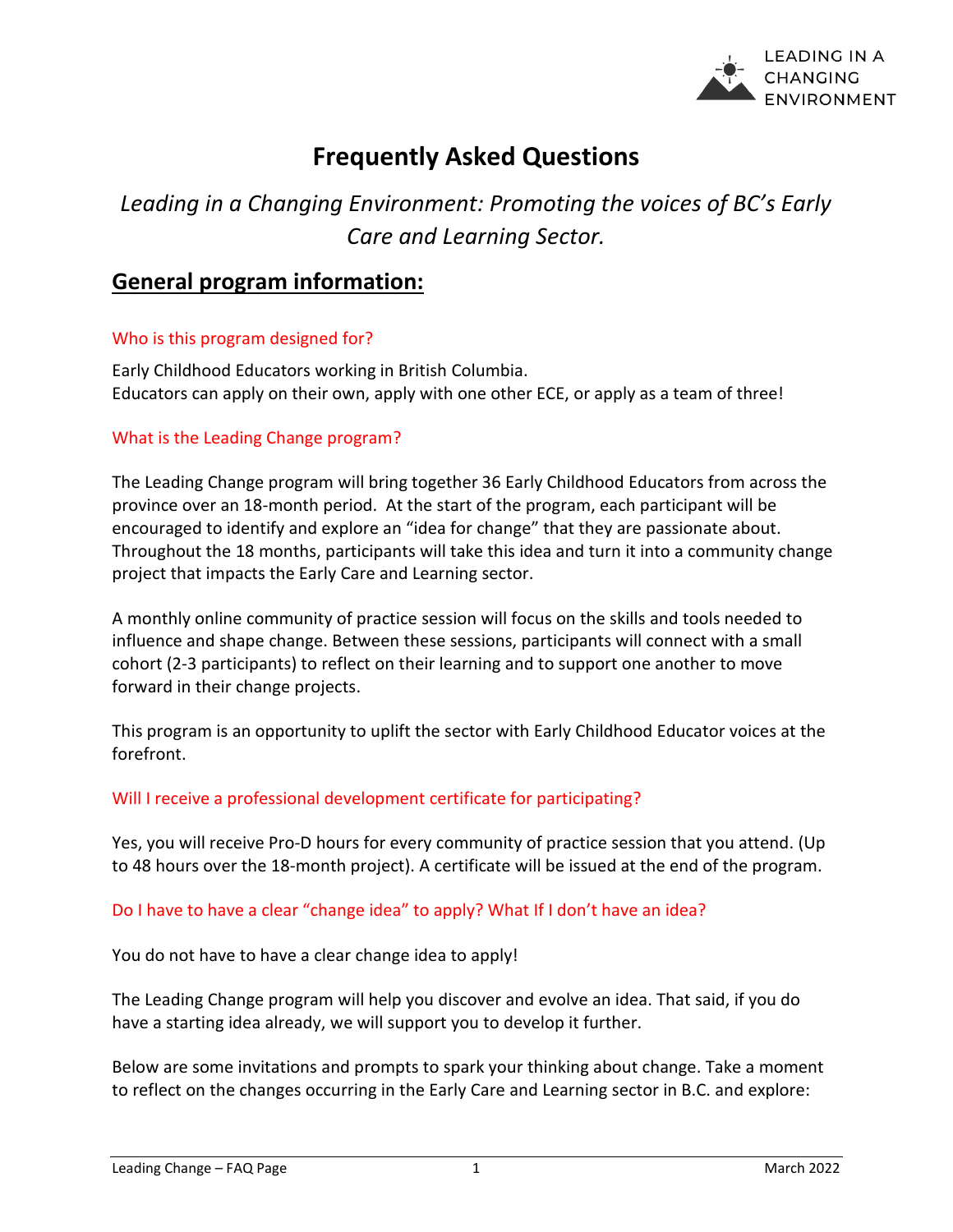LEADING IN A CHANGING ENVIRONMENT

# Frequently Asked Questions

*Leading in a Changing Environment: Promoting the voices of BC's Early Care and Learning Sector.*

## General program information:

### Who is this program designed for?

Early Childhood Educators working in British Columbia.
Educators can apply on their own, apply with one other ECE, or apply as a team of three!

### What is the Leading Change program?

The Leading Change program will bring together 36 Early Childhood Educators from across the province over an 18-month period. At the start of the program, each participant will be encouraged to identify and explore an "idea for change" that they are passionate about. Throughout the 18 months, participants will take this idea and turn it into a community change project that impacts the Early Care and Learning sector.

A monthly online community of practice session will focus on the skills and tools needed to influence and shape change. Between these sessions, participants will connect with a small cohort (2-3 participants) to reflect on their learning and to support one another to move forward in their change projects.

This program is an opportunity to uplift the sector with Early Childhood Educator voices at the forefront.

### Will I receive a professional development certificate for participating?

Yes, you will receive Pro-D hours for every community of practice session that you attend. (Up to 48 hours over the 18-month project). A certificate will be issued at the end of the program.

### Do I have to have a clear "change idea" to apply? What If I don't have an idea?

You do not have to have a clear change idea to apply!

The Leading Change program will help you discover and evolve an idea. That said, if you do have a starting idea already, we will support you to develop it further.

Below are some invitations and prompts to spark your thinking about change. Take a moment to reflect on the changes occurring in the Early Care and Learning sector in B.C. and explore: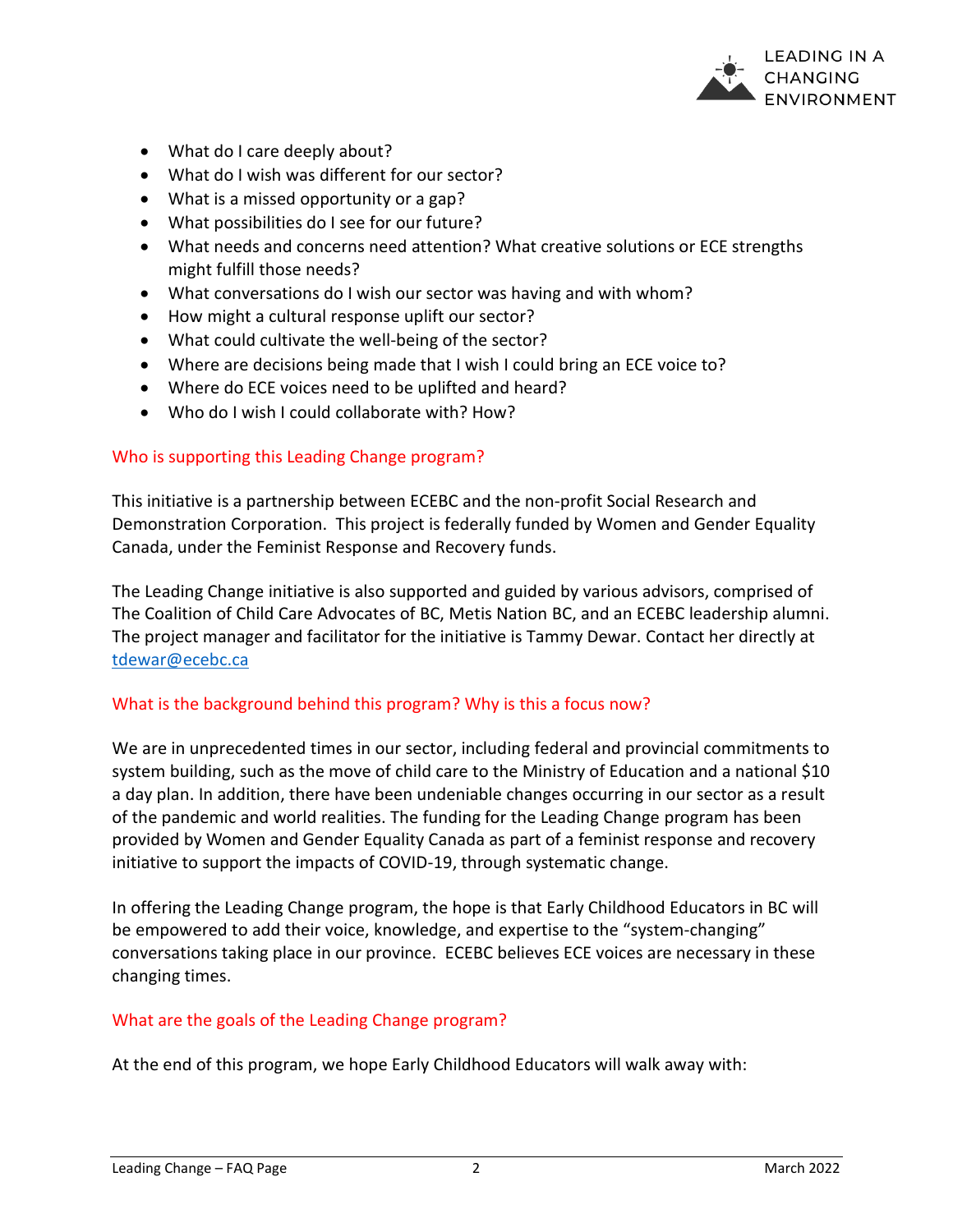- What do I care deeply about?
- What do I wish was different for our sector?
- What is a missed opportunity or a gap?
- What possibilities do I see for our future?
- What needs and concerns need attention? What creative solutions or ECE strengths might fulfill those needs?
- What conversations do I wish our sector was having and with whom?
- How might a cultural response uplift our sector?
- What could cultivate the well-being of the sector?
- Where are decisions being made that I wish I could bring an ECE voice to?
- Where do ECE voices need to be uplifted and heard?
- Who do I wish I could collaborate with? How?

## Who is supporting this Leading Change program?

This initiative is a partnership between ECEBC and the non-profit Social Research and Demonstration Corporation. This project is federally funded by Women and Gender Equality Canada, under the Feminist Response and Recovery funds.

The Leading Change initiative is also supported and guided by various advisors, comprised of The Coalition of Child Care Advocates of BC, Metis Nation BC, and an ECEBC leadership alumni. The project manager and facilitator for the initiative is Tammy Dewar. Contact her directly at tdewar@ecebc.ca

## What is the background behind this program? Why is this a focus now?

We are in unprecedented times in our sector, including federal and provincial commitments to system building, such as the move of child care to the Ministry of Education and a national $10 a day plan. In addition, there have been undeniable changes occurring in our sector as a result of the pandemic and world realities. The funding for the Leading Change program has been provided by Women and Gender Equality Canada as part of a feminist response and recovery initiative to support the impacts of COVID-19, through systematic change.

In offering the Leading Change program, the hope is that Early Childhood Educators in BC will be empowered to add their voice, knowledge, and expertise to the "system-changing" conversations taking place in our province. ECEBC believes ECE voices are necessary in these changing times.

## What are the goals of the Leading Change program?

At the end of this program, we hope Early Childhood Educators will walk away with: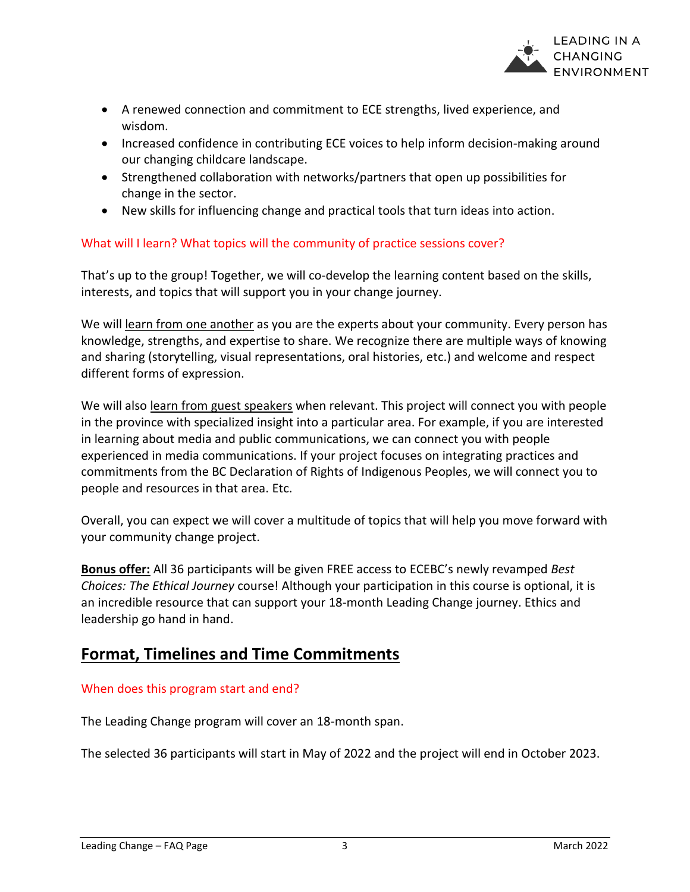- A renewed connection and commitment to ECE strengths, lived experience, and wisdom.
- Increased confidence in contributing ECE voices to help inform decision-making around our changing childcare landscape.
- Strengthened collaboration with networks/partners that open up possibilities for change in the sector.
- New skills for influencing change and practical tools that turn ideas into action.

### What will I learn? What topics will the community of practice sessions cover?

That's up to the group! Together, we will co-develop the learning content based on the skills, interests, and topics that will support you in your change journey.

We will learn from one another as you are the experts about your community. Every person has knowledge, strengths, and expertise to share. We recognize there are multiple ways of knowing and sharing (storytelling, visual representations, oral histories, etc.) and welcome and respect different forms of expression.

We will also learn from guest speakers when relevant. This project will connect you with people in the province with specialized insight into a particular area. For example, if you are interested in learning about media and public communications, we can connect you with people experienced in media communications. If your project focuses on integrating practices and commitments from the BC Declaration of Rights of Indigenous Peoples, we will connect you to people and resources in that area. Etc.

Overall, you can expect we will cover a multitude of topics that will help you move forward with your community change project.

**Bonus offer:** All 36 participants will be given FREE access to ECEBC's newly revamped *Best Choices: The Ethical Journey* course! Although your participation in this course is optional, it is an incredible resource that can support your 18-month Leading Change journey. Ethics and leadership go hand in hand.

## Format, Timelines and Time Commitments

### When does this program start and end?

The Leading Change program will cover an 18-month span.

The selected 36 participants will start in May of 2022 and the project will end in October 2023.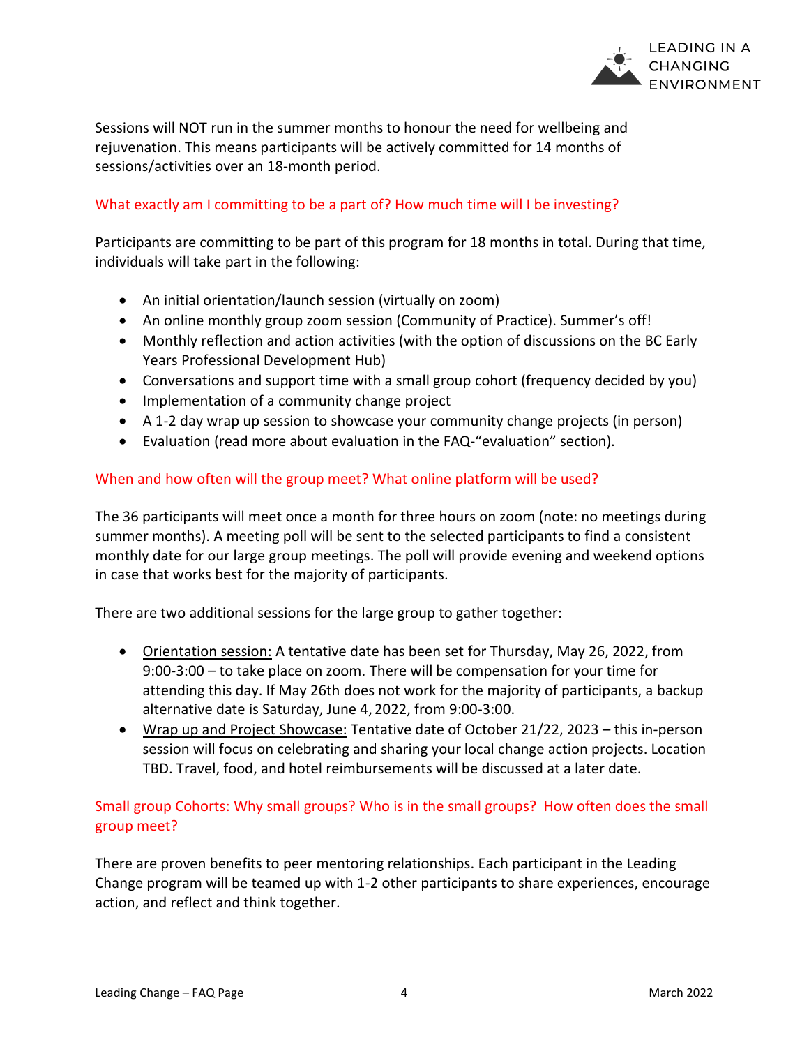Sessions will NOT run in the summer months to honour the need for wellbeing and rejuvenation. This means participants will be actively committed for 14 months of sessions/activities over an 18-month period.

### What exactly am I committing to be a part of? How much time will I be investing?

Participants are committing to be part of this program for 18 months in total. During that time, individuals will take part in the following:

- An initial orientation/launch session (virtually on zoom)
- An online monthly group zoom session (Community of Practice). Summer's off!
- Monthly reflection and action activities (with the option of discussions on the BC Early Years Professional Development Hub)
- Conversations and support time with a small group cohort (frequency decided by you)
- Implementation of a community change project
- A 1-2 day wrap up session to showcase your community change projects (in person)
- Evaluation (read more about evaluation in the FAQ-"evaluation" section).

### When and how often will the group meet? What online platform will be used?

The 36 participants will meet once a month for three hours on zoom (note: no meetings during summer months). A meeting poll will be sent to the selected participants to find a consistent monthly date for our large group meetings. The poll will provide evening and weekend options in case that works best for the majority of participants.

There are two additional sessions for the large group to gather together:

- Orientation session: A tentative date has been set for Thursday, May 26, 2022, from 9:00-3:00 – to take place on zoom. There will be compensation for your time for attending this day. If May 26th does not work for the majority of participants, a backup alternative date is Saturday, June 4, 2022, from 9:00-3:00.
- Wrap up and Project Showcase: Tentative date of October 21/22, 2023 – this in-person session will focus on celebrating and sharing your local change action projects. Location TBD. Travel, food, and hotel reimbursements will be discussed at a later date.

### Small group Cohorts: Why small groups? Who is in the small groups? How often does the small group meet?

There are proven benefits to peer mentoring relationships. Each participant in the Leading Change program will be teamed up with 1-2 other participants to share experiences, encourage action, and reflect and think together.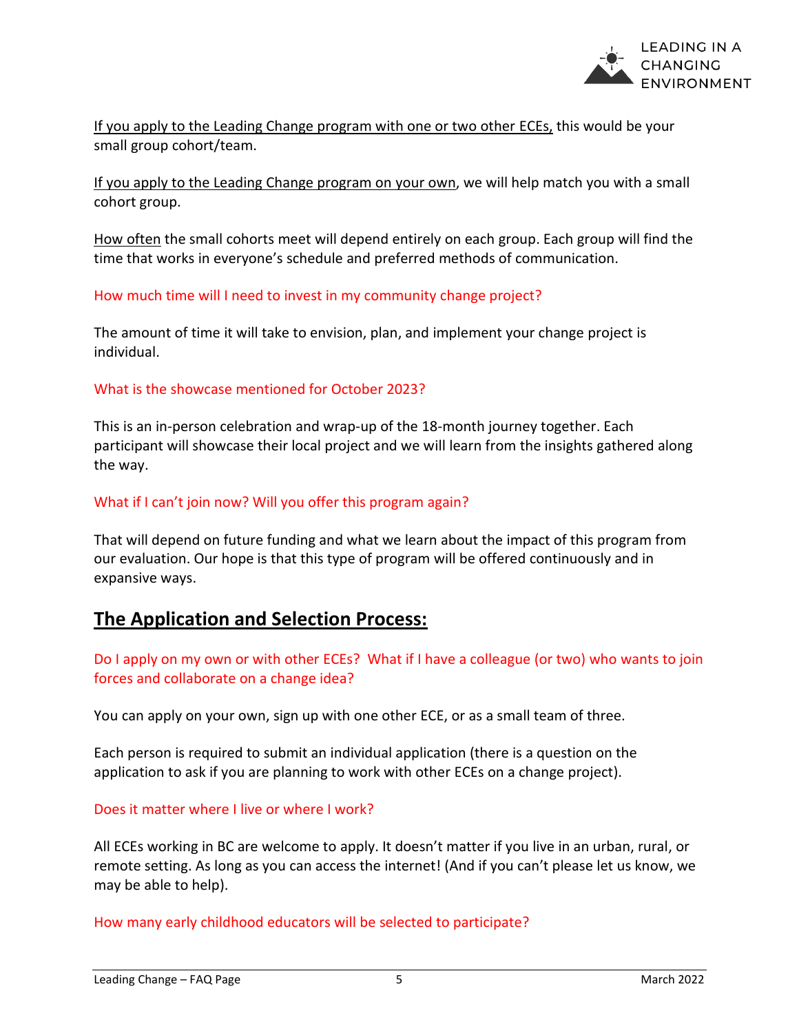If you apply to the Leading Change program with one or two other ECEs, this would be your small group cohort/team.

If you apply to the Leading Change program on your own, we will help match you with a small cohort group.

How often the small cohorts meet will depend entirely on each group. Each group will find the time that works in everyone's schedule and preferred methods of communication.

### How much time will I need to invest in my community change project?

The amount of time it will take to envision, plan, and implement your change project is individual.

### What is the showcase mentioned for October 2023?

This is an in-person celebration and wrap-up of the 18-month journey together. Each participant will showcase their local project and we will learn from the insights gathered along the way.

### What if I can't join now? Will you offer this program again?

That will depend on future funding and what we learn about the impact of this program from our evaluation. Our hope is that this type of program will be offered continuously and in expansive ways.

## The Application and Selection Process:

### Do I apply on my own or with other ECEs? What if I have a colleague (or two) who wants to join forces and collaborate on a change idea?

You can apply on your own, sign up with one other ECE, or as a small team of three.

Each person is required to submit an individual application (there is a question on the application to ask if you are planning to work with other ECEs on a change project).

### Does it matter where I live or where I work?

All ECEs working in BC are welcome to apply. It doesn't matter if you live in an urban, rural, or remote setting. As long as you can access the internet! (And if you can't please let us know, we may be able to help).

### How many early childhood educators will be selected to participate?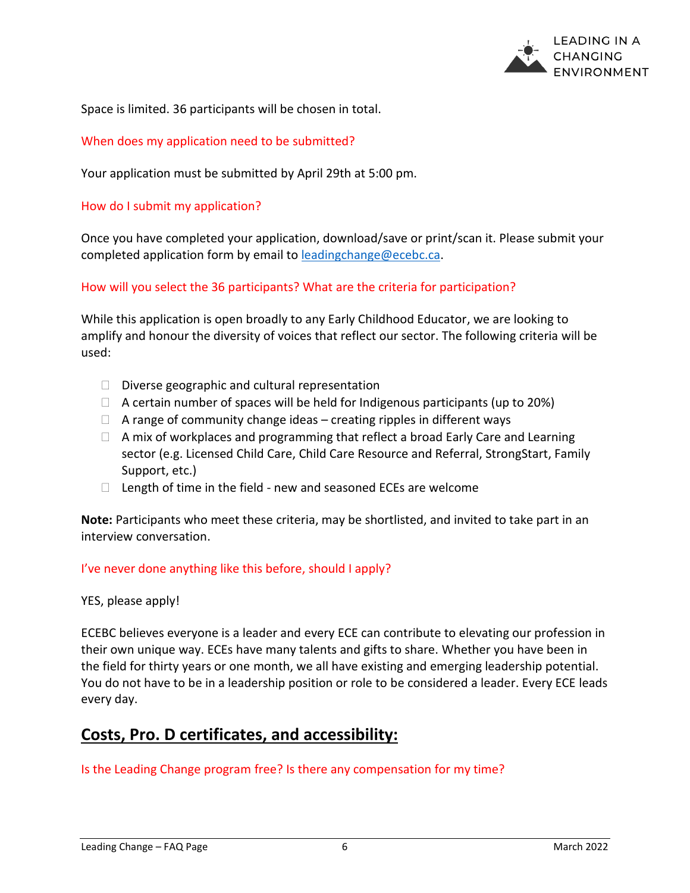Space is limited. 36 participants will be chosen in total.

### When does my application need to be submitted?

Your application must be submitted by April 29th at 5:00 pm.

### How do I submit my application?

Once you have completed your application, download/save or print/scan it. Please submit your completed application form by email to [leadingchange@ecebc.ca](mailto:leadingchange@ecebc.ca).

### How will you select the 36 participants? What are the criteria for participation?

While this application is open broadly to any Early Childhood Educator, we are looking to amplify and honour the diversity of voices that reflect our sector. The following criteria will be used:

- Diverse geographic and cultural representation
- A certain number of spaces will be held for Indigenous participants (up to 20%)
- A range of community change ideas – creating ripples in different ways
- A mix of workplaces and programming that reflect a broad Early Care and Learning sector (e.g. Licensed Child Care, Child Care Resource and Referral, StrongStart, Family Support, etc.)
- Length of time in the field - new and seasoned ECEs are welcome

**Note:** Participants who meet these criteria, may be shortlisted, and invited to take part in an interview conversation.

### I've never done anything like this before, should I apply?

YES, please apply!

ECEBC believes everyone is a leader and every ECE can contribute to elevating our profession in their own unique way. ECEs have many talents and gifts to share. Whether you have been in the field for thirty years or one month, we all have existing and emerging leadership potential. You do not have to be in a leadership position or role to be considered a leader. Every ECE leads every day.

## Costs, Pro. D certificates, and accessibility:

### Is the Leading Change program free? Is there any compensation for my time?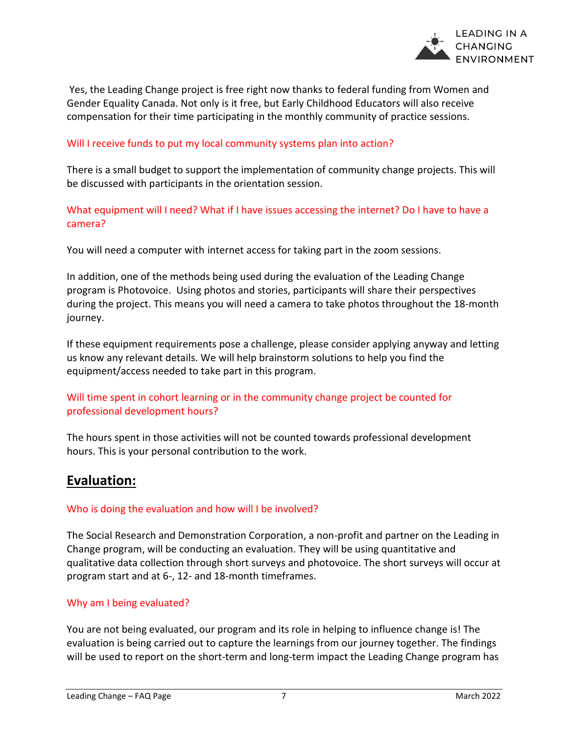Yes, the Leading Change project is free right now thanks to federal funding from Women and Gender Equality Canada. Not only is it free, but Early Childhood Educators will also receive compensation for their time participating in the monthly community of practice sessions.

Will I receive funds to put my local community systems plan into action?

There is a small budget to support the implementation of community change projects. This will be discussed with participants in the orientation session.

What equipment will I need? What if I have issues accessing the internet? Do I have to have a camera?

You will need a computer with internet access for taking part in the zoom sessions.

In addition, one of the methods being used during the evaluation of the Leading Change program is Photovoice. Using photos and stories, participants will share their perspectives during the project. This means you will need a camera to take photos throughout the 18-month journey.

If these equipment requirements pose a challenge, please consider applying anyway and letting us know any relevant details. We will help brainstorm solutions to help you find the equipment/access needed to take part in this program.

Will time spent in cohort learning or in the community change project be counted for professional development hours?

The hours spent in those activities will not be counted towards professional development hours. This is your personal contribution to the work.

## Evaluation:

Who is doing the evaluation and how will I be involved?

The Social Research and Demonstration Corporation, a non-profit and partner on the Leading in Change program, will be conducting an evaluation. They will be using quantitative and qualitative data collection through short surveys and photovoice. The short surveys will occur at program start and at 6-, 12- and 18-month timeframes.

Why am I being evaluated?

You are not being evaluated, our program and its role in helping to influence change is! The evaluation is being carried out to capture the learnings from our journey together. The findings will be used to report on the short-term and long-term impact the Leading Change program has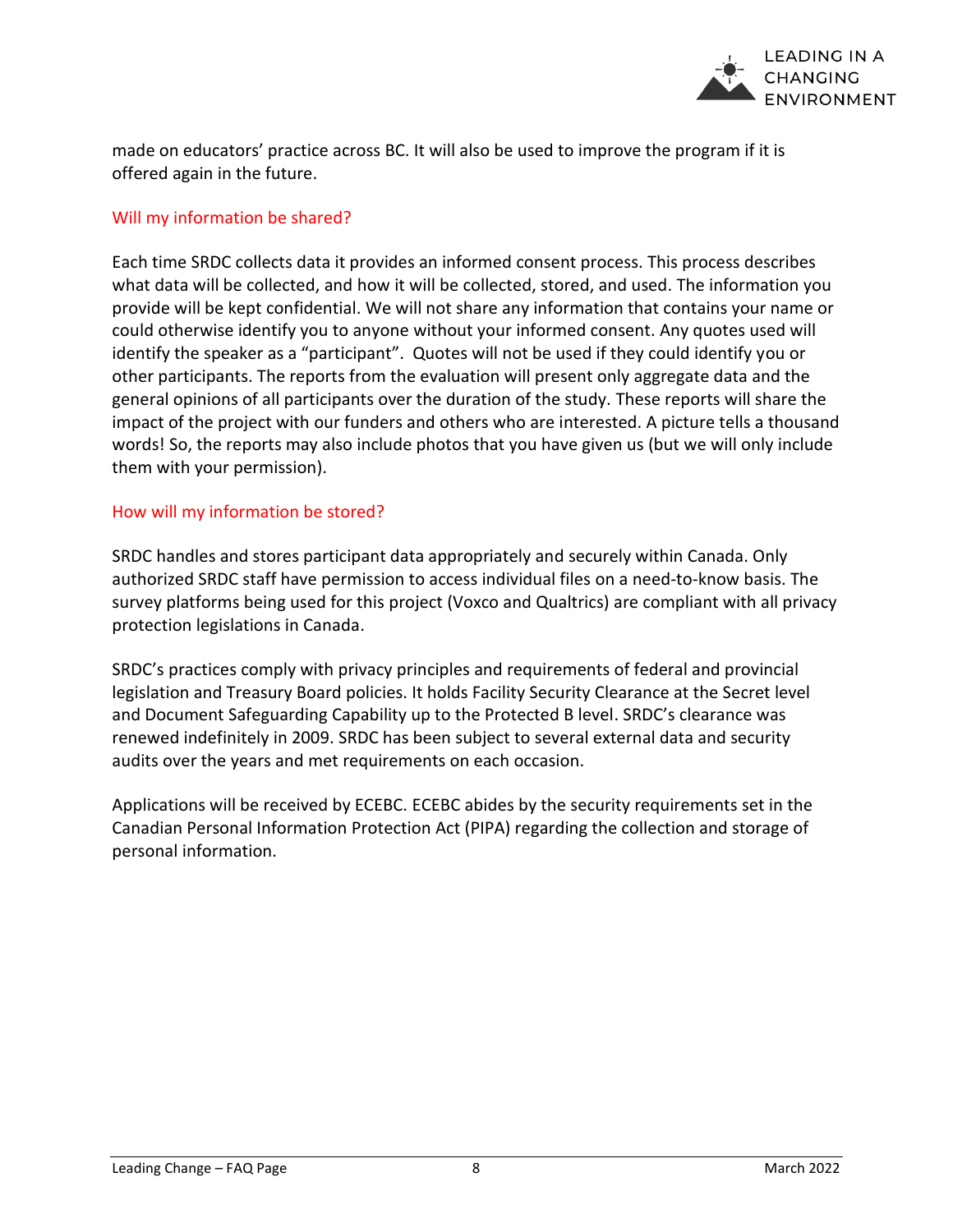made on educators' practice across BC. It will also be used to improve the program if it is offered again in the future.

## Will my information be shared?

Each time SRDC collects data it provides an informed consent process. This process describes what data will be collected, and how it will be collected, stored, and used. The information you provide will be kept confidential. We will not share any information that contains your name or could otherwise identify you to anyone without your informed consent. Any quotes used will identify the speaker as a "participant". Quotes will not be used if they could identify you or other participants. The reports from the evaluation will present only aggregate data and the general opinions of all participants over the duration of the study. These reports will share the impact of the project with our funders and others who are interested. A picture tells a thousand words! So, the reports may also include photos that you have given us (but we will only include them with your permission).

## How will my information be stored?

SRDC handles and stores participant data appropriately and securely within Canada. Only authorized SRDC staff have permission to access individual files on a need-to-know basis. The survey platforms being used for this project (Voxco and Qualtrics) are compliant with all privacy protection legislations in Canada.

SRDC's practices comply with privacy principles and requirements of federal and provincial legislation and Treasury Board policies. It holds Facility Security Clearance at the Secret level and Document Safeguarding Capability up to the Protected B level. SRDC's clearance was renewed indefinitely in 2009. SRDC has been subject to several external data and security audits over the years and met requirements on each occasion.

Applications will be received by ECEBC. ECEBC abides by the security requirements set in the Canadian Personal Information Protection Act (PIPA) regarding the collection and storage of personal information.